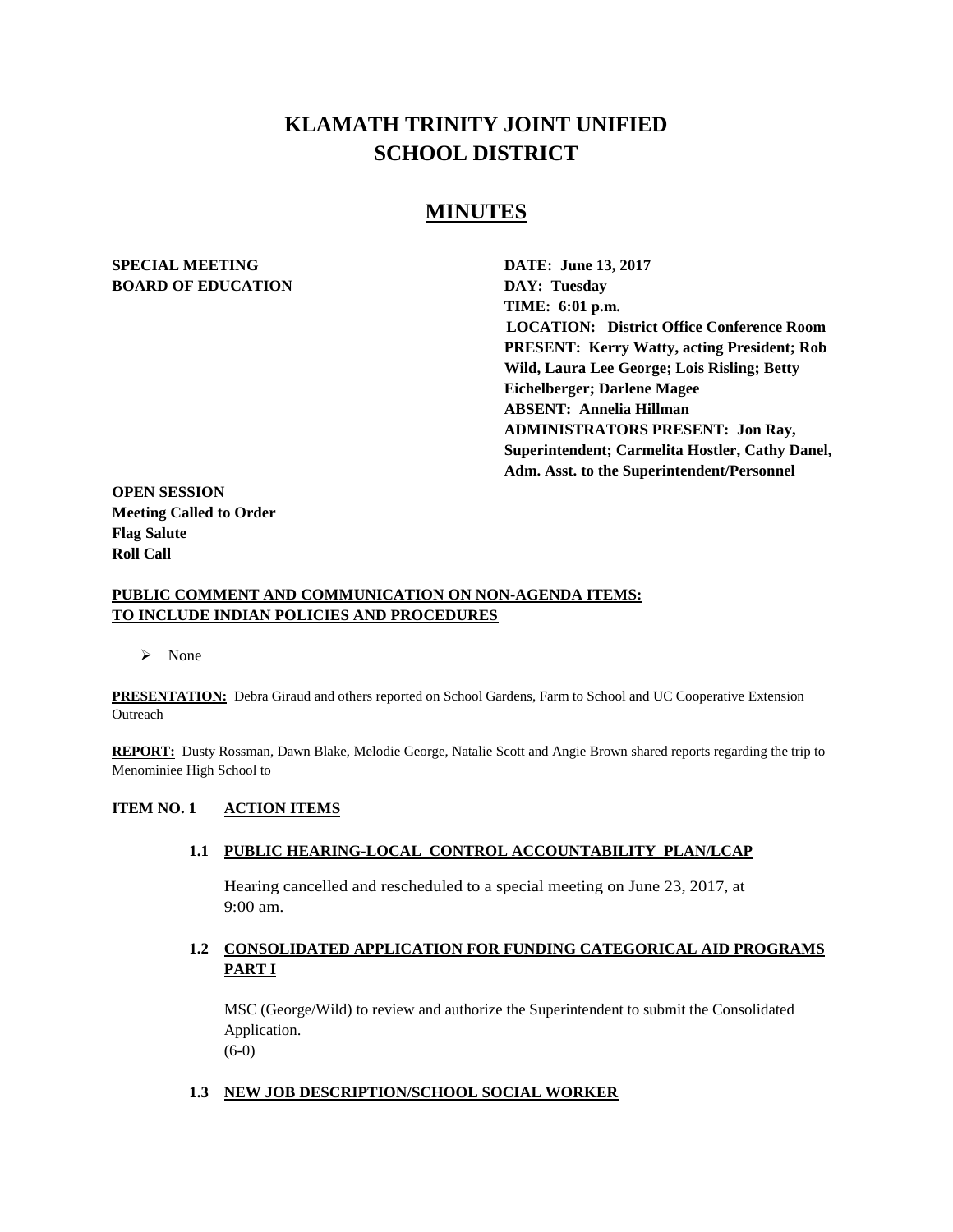# KLAMATH TRINITY JOINT UNIFIED SCHOOL DISTRICT

## MINUTES

**SPECIAL MEETING**
**BOARD OF EDUCATION**

**DATE: June 13, 2017**
**DAY: Tuesday**
**TIME: 6:01 p.m.**
**LOCATION: District Office Conference Room**
**PRESENT: Kerry Watty, acting President; Rob Wild, Laura Lee George; Lois Risling; Betty Eichelberger; Darlene Magee**
**ABSENT: Annelia Hillman**
**ADMINISTRATORS PRESENT: Jon Ray, Superintendent; Carmelita Hostler, Cathy Danel, Adm. Asst. to the Superintendent/Personnel**

**OPEN SESSION**
**Meeting Called to Order**
**Flag Salute**
**Roll Call**

**PUBLIC COMMENT AND COMMUNICATION ON NON-AGENDA ITEMS: TO INCLUDE INDIAN POLICIES AND PROCEDURES**

- None

**PRESENTATION:** Debra Giraud and others reported on School Gardens, Farm to School and UC Cooperative Extension Outreach

**REPORT:** Dusty Rossman, Dawn Blake, Melodie George, Natalie Scott and Angie Brown shared reports regarding the trip to Menominiee High School to

**ITEM NO. 1 ACTION ITEMS**

**1.1 PUBLIC HEARING-LOCAL CONTROL ACCOUNTABILITY PLAN/LCAP**

Hearing cancelled and rescheduled to a special meeting on June 23, 2017, at 9:00 am.

**1.2 CONSOLIDATED APPLICATION FOR FUNDING CATEGORICAL AID PROGRAMS PART I**

MSC (George/Wild) to review and authorize the Superintendent to submit the Consolidated Application.
(6-0)

**1.3 NEW JOB DESCRIPTION/SCHOOL SOCIAL WORKER**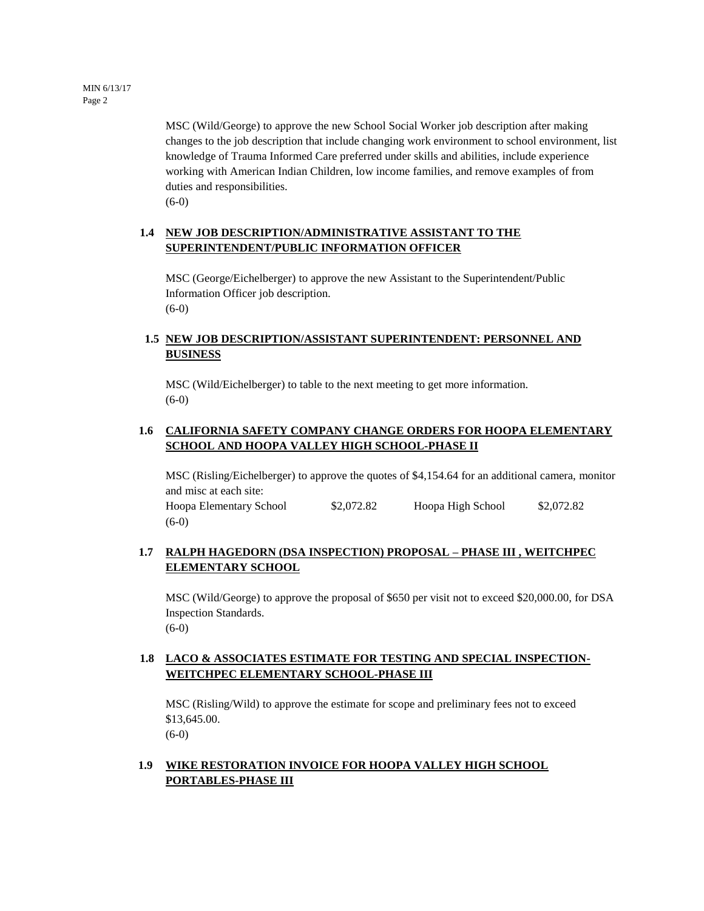MSC (Wild/George) to approve the new School Social Worker job description after making changes to the job description that include changing work environment to school environment, list knowledge of Trauma Informed Care preferred under skills and abilities, include experience working with American Indian Children, low income families, and remove examples of from duties and responsibilities.
(6-0)

### 1.4 NEW JOB DESCRIPTION/ADMINISTRATIVE ASSISTANT TO THE SUPERINTENDENT/PUBLIC INFORMATION OFFICER

MSC (George/Eichelberger) to approve the new Assistant to the Superintendent/Public Information Officer job description.
(6-0)

### 1.5 NEW JOB DESCRIPTION/ASSISTANT SUPERINTENDENT: PERSONNEL AND BUSINESS

MSC (Wild/Eichelberger) to table to the next meeting to get more information.
(6-0)

### 1.6 CALIFORNIA SAFETY COMPANY CHANGE ORDERS FOR HOOPA ELEMENTARY SCHOOL AND HOOPA VALLEY HIGH SCHOOL-PHASE II

MSC (Risling/Eichelberger) to approve the quotes of $4,154.64 for an additional camera, monitor and misc at each site:

| | | | |
|---|---|---|---|
| Hoopa Elementary School | $2,072.82 | Hoopa High School | $2,072.82 |

(6-0)

### 1.7 RALPH HAGEDORN (DSA INSPECTION) PROPOSAL – PHASE III , WEITCHPEC ELEMENTARY SCHOOL

MSC (Wild/George) to approve the proposal of $650 per visit not to exceed $20,000.00, for DSA Inspection Standards.
(6-0)

### 1.8 LACO & ASSOCIATES ESTIMATE FOR TESTING AND SPECIAL INSPECTION-WEITCHPEC ELEMENTARY SCHOOL-PHASE III

MSC (Risling/Wild) to approve the estimate for scope and preliminary fees not to exceed $13,645.00.
(6-0)

### 1.9 WIKE RESTORATION INVOICE FOR HOOPA VALLEY HIGH SCHOOL PORTABLES-PHASE III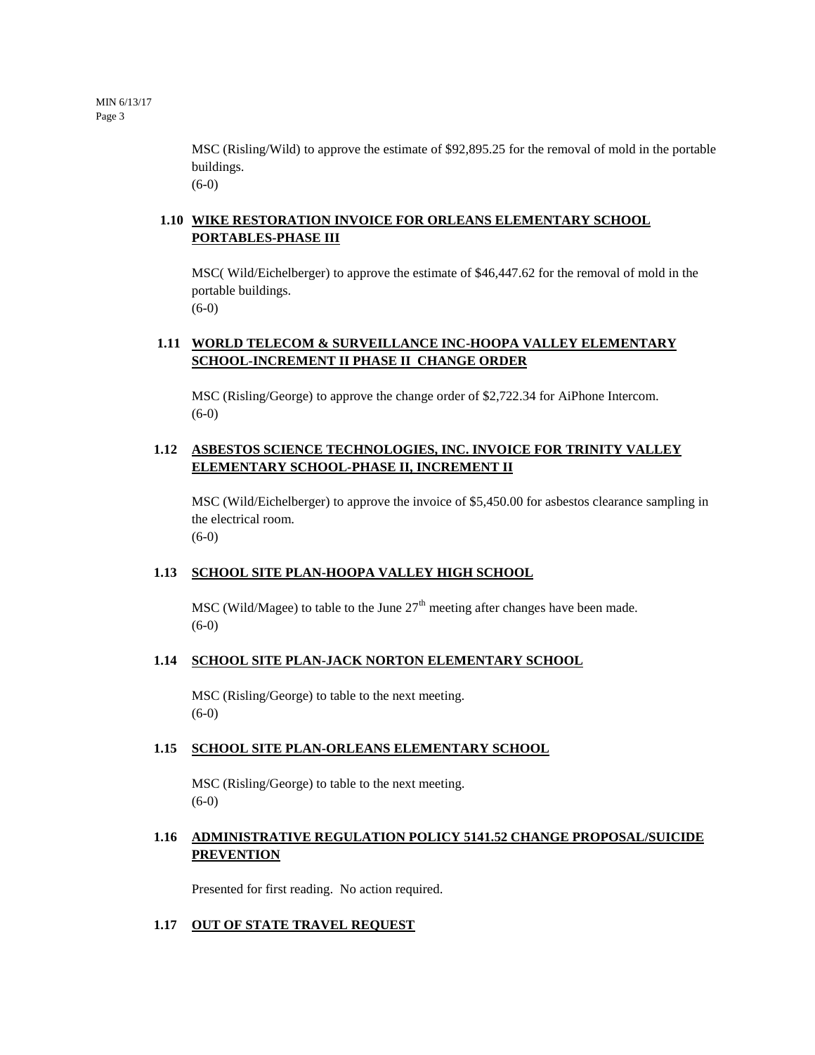MSC (Risling/Wild) to approve the estimate of $92,895.25 for the removal of mold in the portable buildings.
(6-0)

### 1.10 WIKE RESTORATION INVOICE FOR ORLEANS ELEMENTARY SCHOOL PORTABLES-PHASE III

MSC( Wild/Eichelberger) to approve the estimate of $46,447.62 for the removal of mold in the portable buildings.
(6-0)

### 1.11 WORLD TELECOM & SURVEILLANCE INC-HOOPA VALLEY ELEMENTARY SCHOOL-INCREMENT II PHASE II CHANGE ORDER

MSC (Risling/George) to approve the change order of $2,722.34 for AiPhone Intercom.
(6-0)

### 1.12 ASBESTOS SCIENCE TECHNOLOGIES, INC. INVOICE FOR TRINITY VALLEY ELEMENTARY SCHOOL-PHASE II, INCREMENT II

MSC (Wild/Eichelberger) to approve the invoice of $5,450.00 for asbestos clearance sampling in the electrical room.
(6-0)

### 1.13 SCHOOL SITE PLAN-HOOPA VALLEY HIGH SCHOOL

MSC (Wild/Magee) to table to the June 27th meeting after changes have been made.
(6-0)

### 1.14 SCHOOL SITE PLAN-JACK NORTON ELEMENTARY SCHOOL

MSC (Risling/George) to table to the next meeting.
(6-0)

### 1.15 SCHOOL SITE PLAN-ORLEANS ELEMENTARY SCHOOL

MSC (Risling/George) to table to the next meeting.
(6-0)

### 1.16 ADMINISTRATIVE REGULATION POLICY 5141.52 CHANGE PROPOSAL/SUICIDE PREVENTION

Presented for first reading. No action required.

### 1.17 OUT OF STATE TRAVEL REQUEST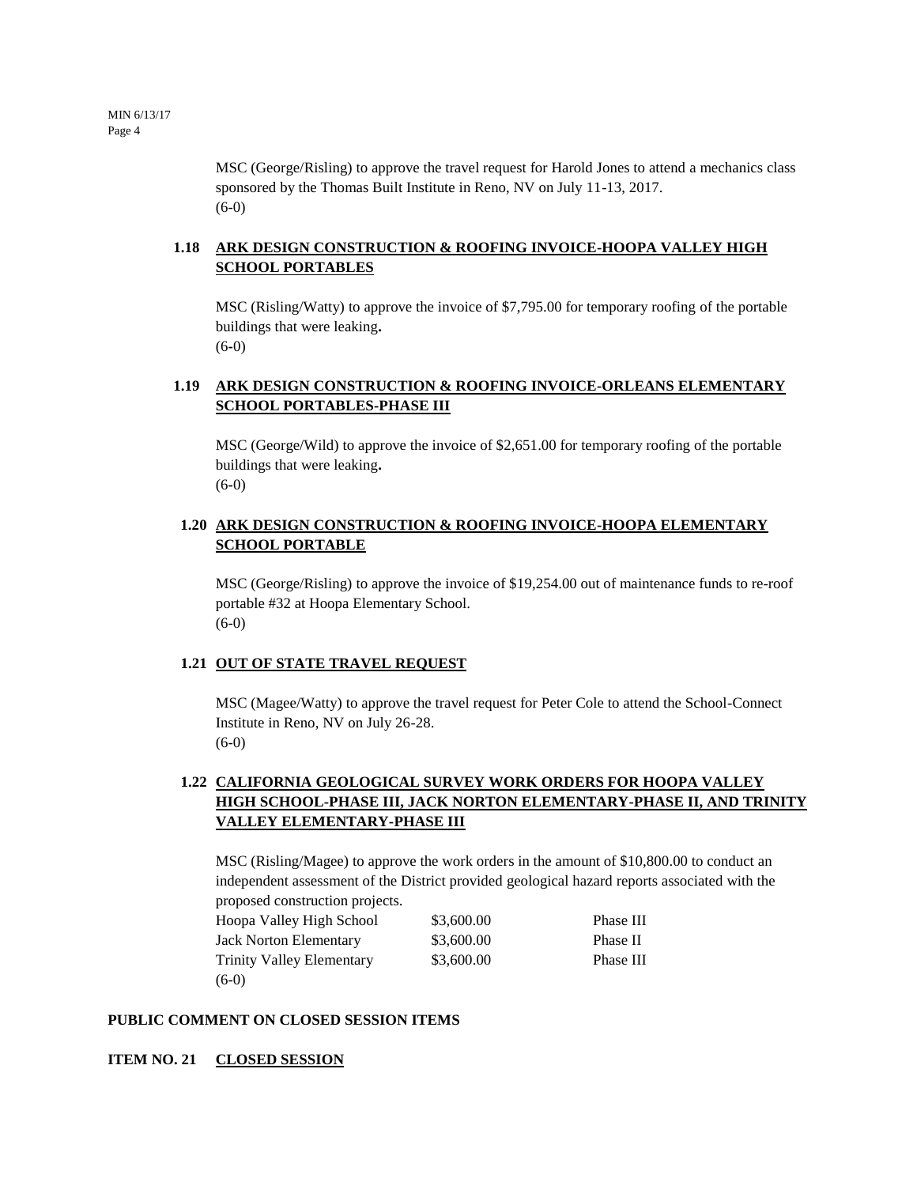MSC (George/Risling) to approve the travel request for Harold Jones to attend a mechanics class sponsored by the Thomas Built Institute in Reno, NV on July 11-13, 2017.
(6-0)

**1.18 <u>ARK DESIGN CONSTRUCTION & ROOFING INVOICE-HOOPA VALLEY HIGH SCHOOL PORTABLES</u>**

MSC (Risling/Watty) to approve the invoice of $7,795.00 for temporary roofing of the portable buildings that were leaking.
(6-0)

**1.19 <u>ARK DESIGN CONSTRUCTION & ROOFING INVOICE-ORLEANS ELEMENTARY SCHOOL PORTABLES-PHASE III</u>**

MSC (George/Wild) to approve the invoice of $2,651.00 for temporary roofing of the portable buildings that were leaking.
(6-0)

**1.20 <u>ARK DESIGN CONSTRUCTION & ROOFING INVOICE-HOOPA ELEMENTARY SCHOOL PORTABLE</u>**

MSC (George/Risling) to approve the invoice of $19,254.00 out of maintenance funds to re-roof portable #32 at Hoopa Elementary School.
(6-0)

**1.21 <u>OUT OF STATE TRAVEL REQUEST</u>**

MSC (Magee/Watty) to approve the travel request for Peter Cole to attend the School-Connect Institute in Reno, NV on July 26-28.
(6-0)

**1.22 <u>CALIFORNIA GEOLOGICAL SURVEY WORK ORDERS FOR HOOPA VALLEY HIGH SCHOOL-PHASE III, JACK NORTON ELEMENTARY-PHASE II, AND TRINITY VALLEY ELEMENTARY-PHASE III</u>**

MSC (Risling/Magee) to approve the work orders in the amount of $10,800.00 to conduct an independent assessment of the District provided geological hazard reports associated with the proposed construction projects.

| | | |
|---|---|---|
| Hoopa Valley High School | $3,600.00 | Phase III |
| Jack Norton Elementary | $3,600.00 | Phase II |
| Trinity Valley Elementary | $3,600.00 | Phase III |

(6-0)

**PUBLIC COMMENT ON CLOSED SESSION ITEMS**

**ITEM NO. 21 <u>CLOSED SESSION</u>**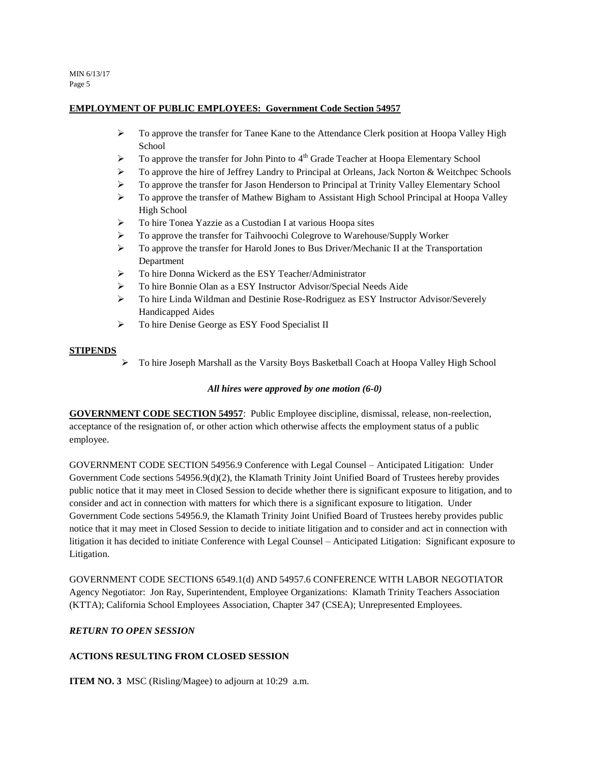**EMPLOYMENT OF PUBLIC EMPLOYEES: Government Code Section 54957**

- To approve the transfer for Tanee Kane to the Attendance Clerk position at Hoopa Valley High School
- To approve the transfer for John Pinto to 4th Grade Teacher at Hoopa Elementary School
- To approve the hire of Jeffrey Landry to Principal at Orleans, Jack Norton & Weitchpec Schools
- To approve the transfer for Jason Henderson to Principal at Trinity Valley Elementary School
- To approve the transfer of Mathew Bigham to Assistant High School Principal at Hoopa Valley High School
- To hire Tonea Yazzie as a Custodian I at various Hoopa sites
- To approve the transfer for Taihvoochi Colegrove to Warehouse/Supply Worker
- To approve the transfer for Harold Jones to Bus Driver/Mechanic II at the Transportation Department
- To hire Donna Wickerd as the ESY Teacher/Administrator
- To hire Bonnie Olan as a ESY Instructor Advisor/Special Needs Aide
- To hire Linda Wildman and Destinie Rose-Rodriguez as ESY Instructor Advisor/Severely Handicapped Aides
- To hire Denise George as ESY Food Specialist II

**STIPENDS**

- To hire Joseph Marshall as the Varsity Boys Basketball Coach at Hoopa Valley High School

***All hires were approved by one motion (6-0)***

**GOVERNMENT CODE SECTION 54957**: Public Employee discipline, dismissal, release, non-reelection, acceptance of the resignation of, or other action which otherwise affects the employment status of a public employee.

GOVERNMENT CODE SECTION 54956.9 Conference with Legal Counsel – Anticipated Litigation: Under Government Code sections 54956.9(d)(2), the Klamath Trinity Joint Unified Board of Trustees hereby provides public notice that it may meet in Closed Session to decide whether there is significant exposure to litigation, and to consider and act in connection with matters for which there is a significant exposure to litigation. Under Government Code sections 54956.9, the Klamath Trinity Joint Unified Board of Trustees hereby provides public notice that it may meet in Closed Session to decide to initiate litigation and to consider and act in connection with litigation it has decided to initiate Conference with Legal Counsel – Anticipated Litigation: Significant exposure to Litigation.

GOVERNMENT CODE SECTIONS 6549.1(d) AND 54957.6 CONFERENCE WITH LABOR NEGOTIATOR Agency Negotiator: Jon Ray, Superintendent, Employee Organizations: Klamath Trinity Teachers Association (KTTA); California School Employees Association, Chapter 347 (CSEA); Unrepresented Employees.

***RETURN TO OPEN SESSION***

**ACTIONS RESULTING FROM CLOSED SESSION**

**ITEM NO. 3** MSC (Risling/Magee) to adjourn at 10:29 a.m.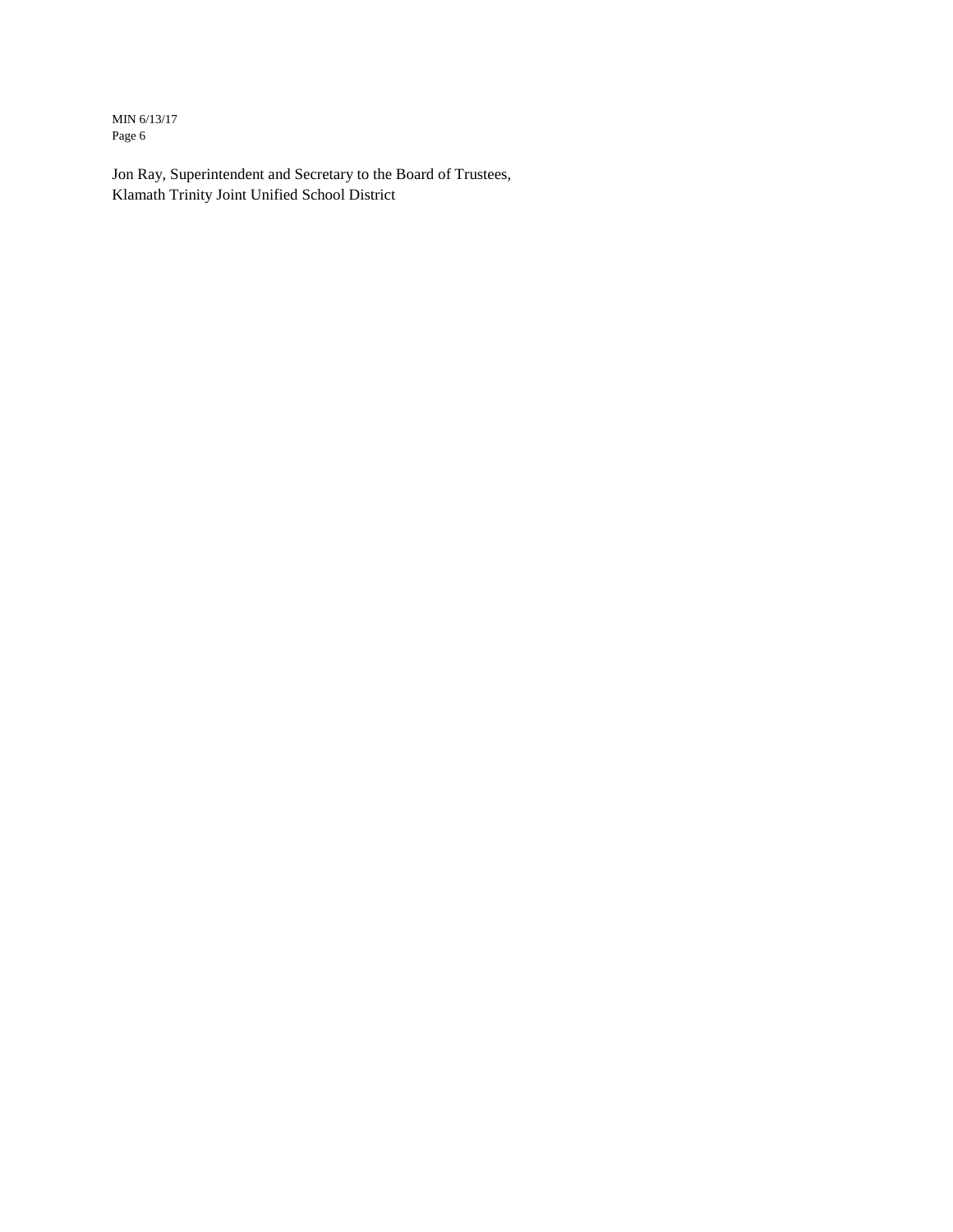Jon Ray, Superintendent and Secretary to the Board of Trustees,
Klamath Trinity Joint Unified School District